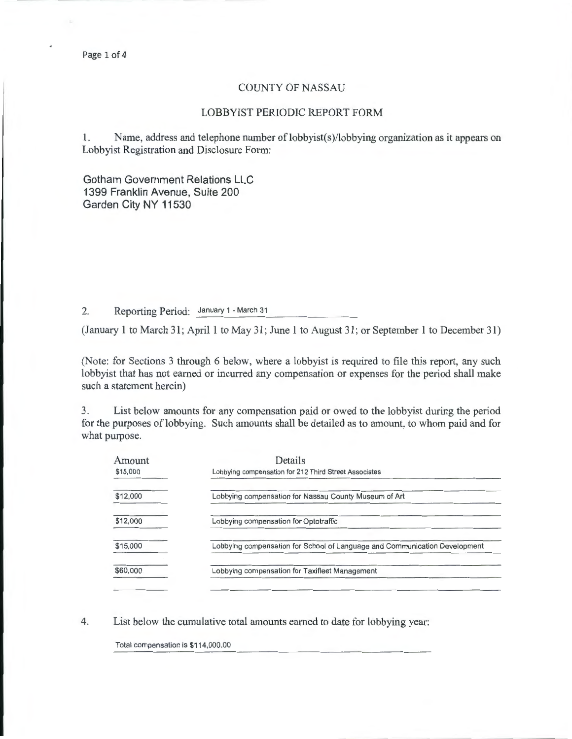# COUNTY OF NASSAU

## LOBBYIST PERIODIC REPORT FORM

1. Name, address and telephone number of lobbyist(s)/lobbying organization as it appears on Lobbyist Registration and Disclosure Form:

Gotham Government Relations LLC
1399 Franklin Avenue, Suite 200
Garden City NY 11530

2. Reporting Period: January 1 - March 31

(January 1 to March 31; April 1 to May 31; June 1 to August 31; or September 1 to December 31)

(Note: for Sections 3 through 6 below, where a lobbyist is required to file this report, any such lobbyist that has not earned or incurred any compensation or expenses for the period shall make such a statement herein)

3. List below amounts for any compensation paid or owed to the lobbyist during the period for the purposes of lobbying. Such amounts shall be detailed as to amount, to whom paid and for what purpose.

| Amount | Details |
|---|---|
| $15,000 | Lobbying compensation for 212 Third Street Associates |
| $12,000 | Lobbying compensation for Nassau County Museum of Art |
| $12,000 | Lobbying compensation for Optotraffic |
| $15,000 | Lobbying compensation for School of Language and Communication Development |
| $60,000 | Lobbying compensation for Taxifleet Management |

4. List below the cumulative total amounts earned to date for lobbying year:

Total compensation is $114,000.00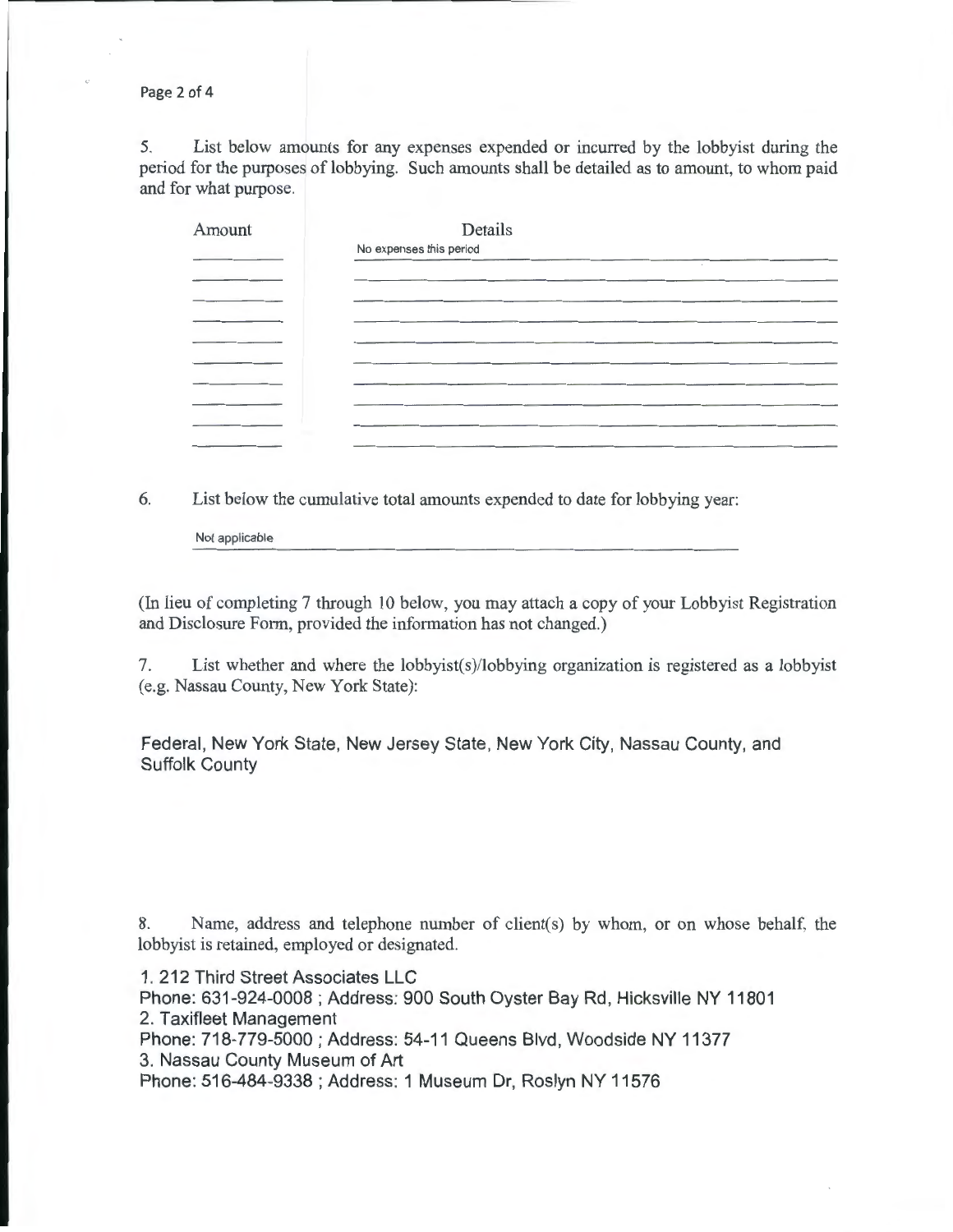5. List below amounts for any expenses expended or incurred by the lobbyist during the period for the purposes of lobbying. Such amounts shall be detailed as to amount, to whom paid and for what purpose.

| Amount | Details |
|---|---|
| | No expenses this period |

6. List below the cumulative total amounts expended to date for lobbying year:

Not applicable

(In lieu of completing 7 through 10 below, you may attach a copy of your Lobbyist Registration and Disclosure Form, provided the information has not changed.)

7. List whether and where the lobbyist(s)/lobbying organization is registered as a lobbyist (e.g. Nassau County, New York State):

Federal, New York State, New Jersey State, New York City, Nassau County, and Suffolk County

8. Name, address and telephone number of client(s) by whom, or on whose behalf, the lobbyist is retained, employed or designated.

1. 212 Third Street Associates LLC
Phone: 631-924-0008 ; Address: 900 South Oyster Bay Rd, Hicksville NY 11801
2. Taxifleet Management
Phone: 718-779-5000 ; Address: 54-11 Queens Blvd, Woodside NY 11377
3. Nassau County Museum of Art
Phone: 516-484-9338 ; Address: 1 Museum Dr, Roslyn NY 11576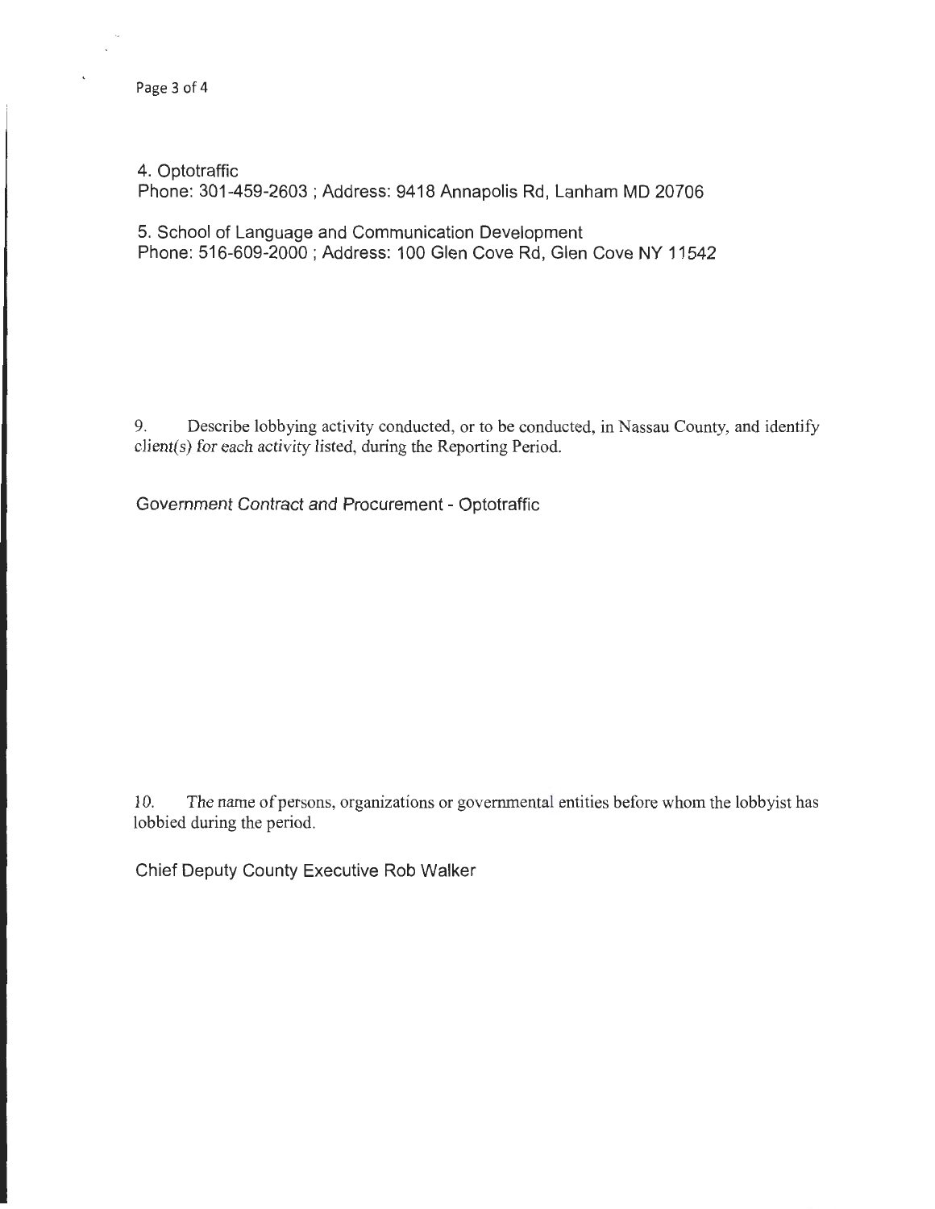4. Optotraffic
Phone: 301-459-2603 ; Address: 9418 Annapolis Rd, Lanham MD 20706

5. School of Language and Communication Development
Phone: 516-609-2000 ; Address: 100 Glen Cove Rd, Glen Cove NY 11542

9. Describe lobbying activity conducted, or to be conducted, in Nassau County, and identify client(s) for each activity listed, during the Reporting Period.

Government Contract and Procurement - Optotraffic

10. The name of persons, organizations or governmental entities before whom the lobbyist has lobbied during the period.

Chief Deputy County Executive Rob Walker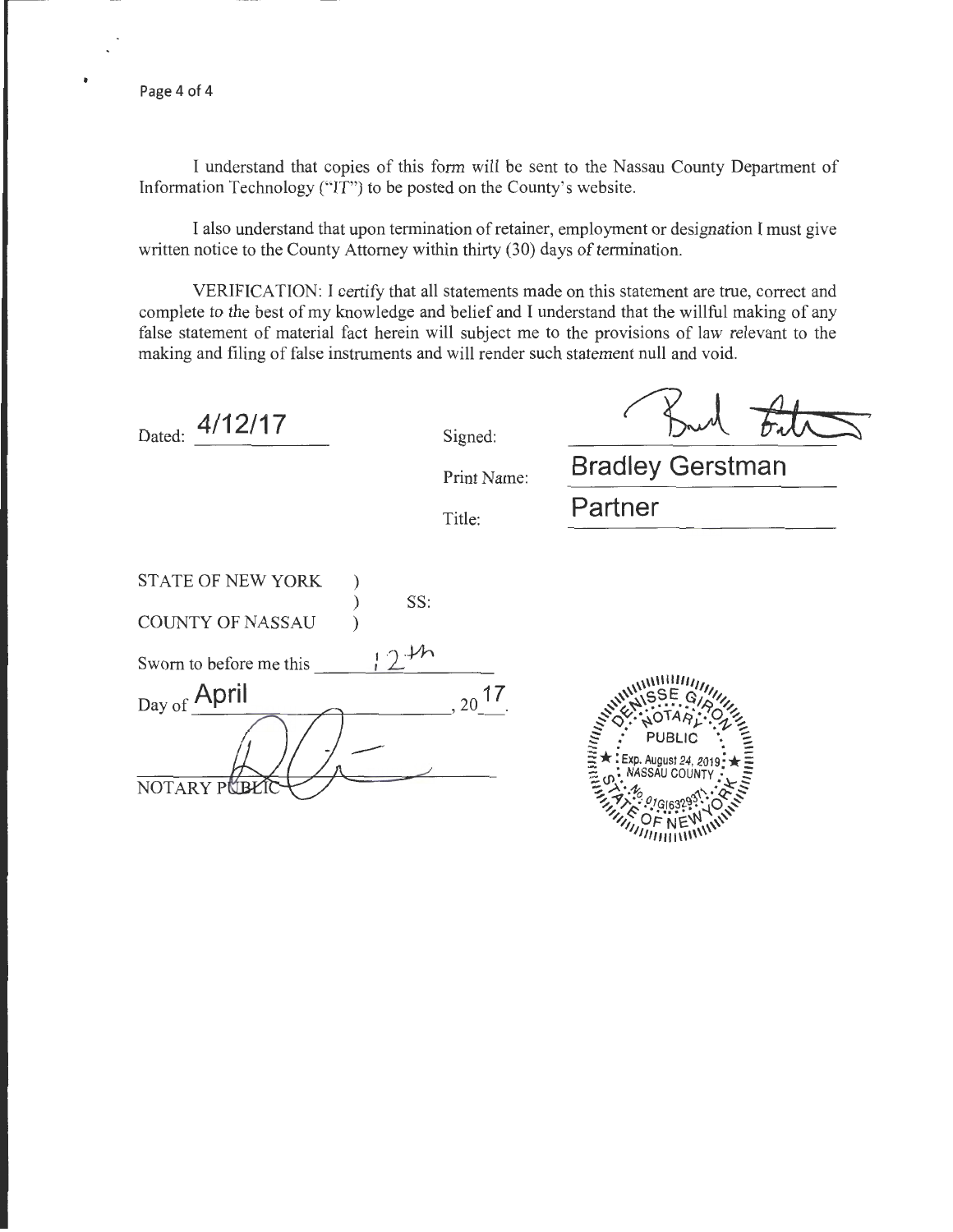I understand that copies of this form will be sent to the Nassau County Department of Information Technology ("IT") to be posted on the County's website.

I also understand that upon termination of retainer, employment or designation I must give written notice to the County Attorney within thirty (30) days of termination.

VERIFICATION: I certify that all statements made on this statement are true, correct and complete to the best of my knowledge and belief and I understand that the willful making of any false statement of material fact herein will subject me to the provisions of law relevant to the making and filing of false instruments and will render such statement null and void.

Dated: 4/12/17

Signed: [signature]

Print Name: Bradley Gerstman

Title: Partner

STATE OF NEW YORK )
) SS:
COUNTY OF NASSAU )

Sworn to before me this 12th

Day of April, 2017.

[signature]

NOTARY PUBLIC

DENISSE GIRON
NOTARY PUBLIC
Exp. August 24, 2019
NASSAU COUNTY
No. 01GI6329371
STATE OF NEW YORK